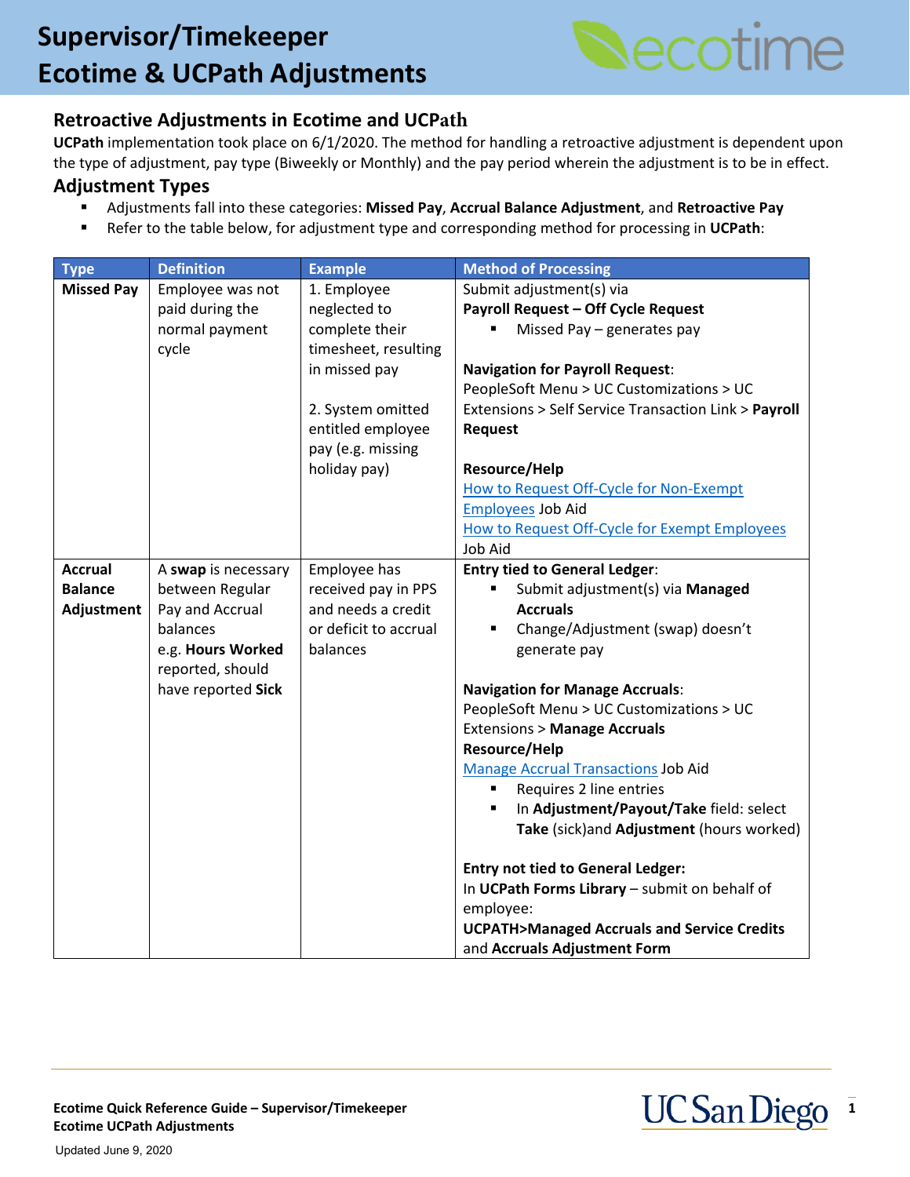# Supervisor/Timekeeper
# Ecotime & UCPath Adjustments

## Retroactive Adjustments in Ecotime and UCPath

**UCPath** implementation took place on 6/1/2020. The method for handling a retroactive adjustment is dependent upon the type of adjustment, pay type (Biweekly or Monthly) and the pay period wherein the adjustment is to be in effect.

## Adjustment Types

- Adjustments fall into these categories: **Missed Pay**, **Accrual Balance Adjustment**, and **Retroactive Pay**
- Refer to the table below, for adjustment type and corresponding method for processing in **UCPath**:

| Type | Definition | Example | Method of Processing |
|---|---|---|---|
| **Missed Pay** | Employee was not paid during the normal payment cycle | 1. Employee neglected to complete their timesheet, resulting in missed pay<br><br>2. System omitted entitled employee pay (e.g. missing holiday pay) | Submit adjustment(s) via<br>**Payroll Request – Off Cycle Request**<br>▪ Missed Pay – generates pay<br><br>**Navigation for Payroll Request**:<br>PeopleSoft Menu > UC Customizations > UC Extensions > Self Service Transaction Link > **Payroll Request**<br><br>**Resource/Help**<br>How to Request Off-Cycle for Non-Exempt Employees Job Aid<br>How to Request Off-Cycle for Exempt Employees Job Aid |
| **Accrual Balance Adjustment** | A **swap** is necessary between Regular Pay and Accrual balances<br>e.g. **Hours Worked** reported, should have reported **Sick** | Employee has received pay in PPS and needs a credit or deficit to accrual balances | **Entry tied to General Ledger**:<br>▪ Submit adjustment(s) via **Managed Accruals**<br>▪ Change/Adjustment (swap) doesn't generate pay<br><br>**Navigation for Manage Accruals**:<br>PeopleSoft Menu > UC Customizations > UC Extensions > **Manage Accruals**<br>**Resource/Help**<br>Manage Accrual Transactions Job Aid<br>▪ Requires 2 line entries<br>▪ In **Adjustment/Payout/Take** field: select **Take** (sick)and **Adjustment** (hours worked)<br><br>**Entry not tied to General Ledger:**<br>In **UCPath Forms Library** – submit on behalf of employee:<br>**UCPATH>Managed Accruals and Service Credits** and **Accruals Adjustment Form** |

**Ecotime Quick Reference Guide – Supervisor/Timekeeper**
**Ecotime UCPath Adjustments**

Updated June 9, 2020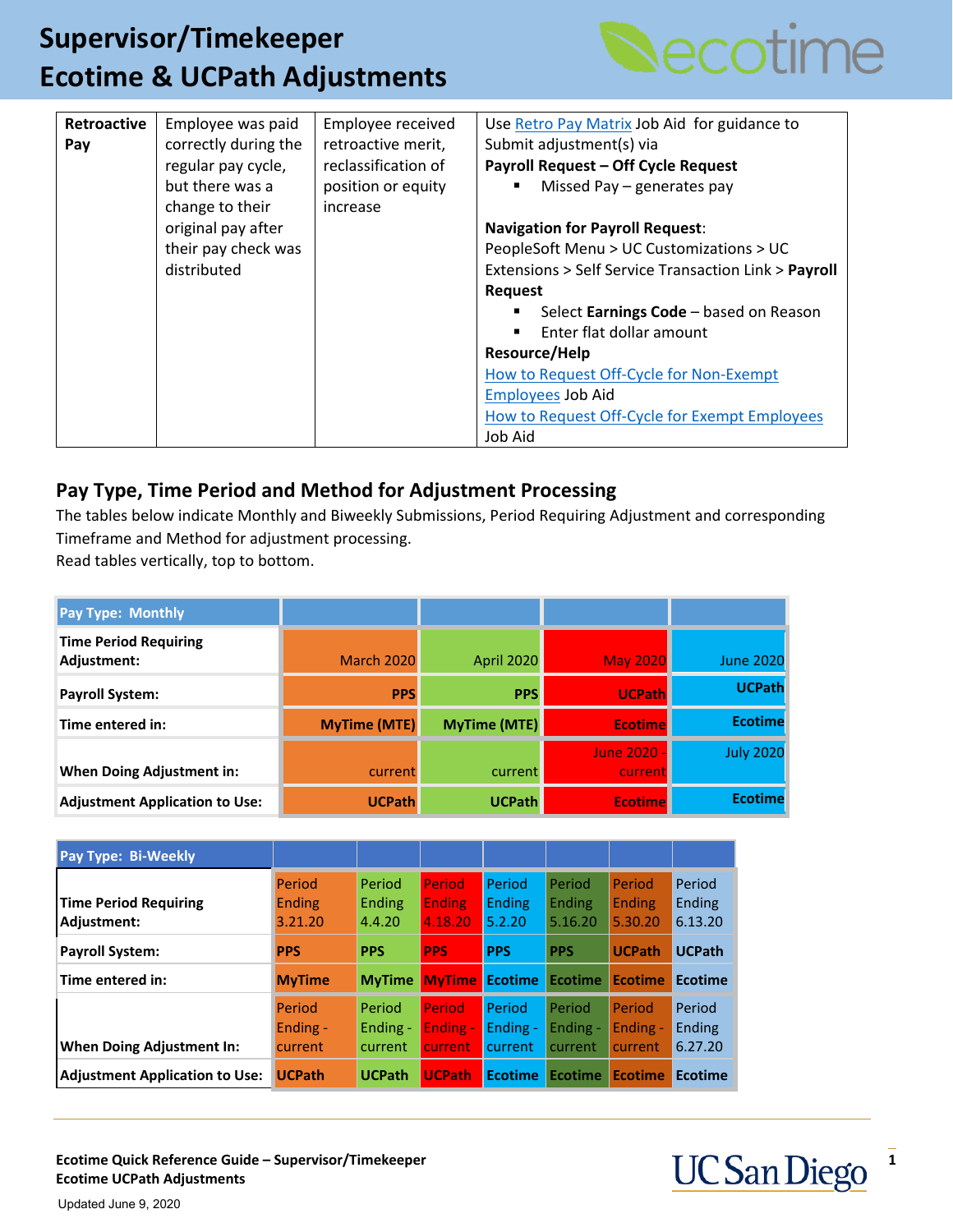# Supervisor/Timekeeper
# Ecotime & UCPath Adjustments

| | | | |
|---|---|---|---|
| **Retroactive Pay** | Employee was paid correctly during the regular pay cycle, but there was a change to their original pay after their pay check was distributed | Employee received retroactive merit, reclassification of position or equity increase | Use Retro Pay Matrix Job Aid for guidance to Submit adjustment(s) via<br>**Payroll Request – Off Cycle Request**<br>▪ Missed Pay – generates pay<br><br>**Navigation for Payroll Request**:<br>PeopleSoft Menu > UC Customizations > UC Extensions > Self Service Transaction Link > **Payroll Request**<br>▪ Select **Earnings Code** – based on Reason<br>▪ Enter flat dollar amount<br>**Resource/Help**<br>How to Request Off-Cycle for Non-Exempt Employees Job Aid<br>How to Request Off-Cycle for Exempt Employees Job Aid |

## Pay Type, Time Period and Method for Adjustment Processing

The tables below indicate Monthly and Biweekly Submissions, Period Requiring Adjustment and corresponding Timeframe and Method for adjustment processing.
Read tables vertically, top to bottom.

| Pay Type: Monthly | | | | |
|---|---|---|---|---|
| **Time Period Requiring Adjustment:** | March 2020 | April 2020 | May 2020 | June 2020 |
| **Payroll System:** | **PPS** | **PPS** | **UCPath** | **UCPath** |
| **Time entered in:** | **MyTime (MTE)** | **MyTime (MTE)** | **Ecotime** | **Ecotime** |
| **When Doing Adjustment in:** | current | current | June 2020 - current | July 2020 |
| **Adjustment Application to Use:** | **UCPath** | **UCPath** | **Ecotime** | **Ecotime** |

| Pay Type: Bi-Weekly | | | | | | | |
|---|---|---|---|---|---|---|---|
| **Time Period Requiring Adjustment:** | Period Ending 3.21.20 | Period Ending 4.4.20 | Period Ending 4.18.20 | Period Ending 5.2.20 | Period Ending 5.16.20 | Period Ending 5.30.20 | Period Ending 6.13.20 |
| **Payroll System:** | **PPS** | **PPS** | **PPS** | **PPS** | **PPS** | **UCPath** | **UCPath** |
| **Time entered in:** | **MyTime** | **MyTime** | **MyTime** | **Ecotime** | **Ecotime** | **Ecotime** | **Ecotime** |
| **When Doing Adjustment In:** | Period Ending - current | Period Ending - current | Period Ending - current | Period Ending - current | Period Ending - current | Period Ending - current | Period Ending 6.27.20 |
| **Adjustment Application to Use:** | **UCPath** | **UCPath** | **UCPath** | **Ecotime** | **Ecotime** | **Ecotime** | **Ecotime** |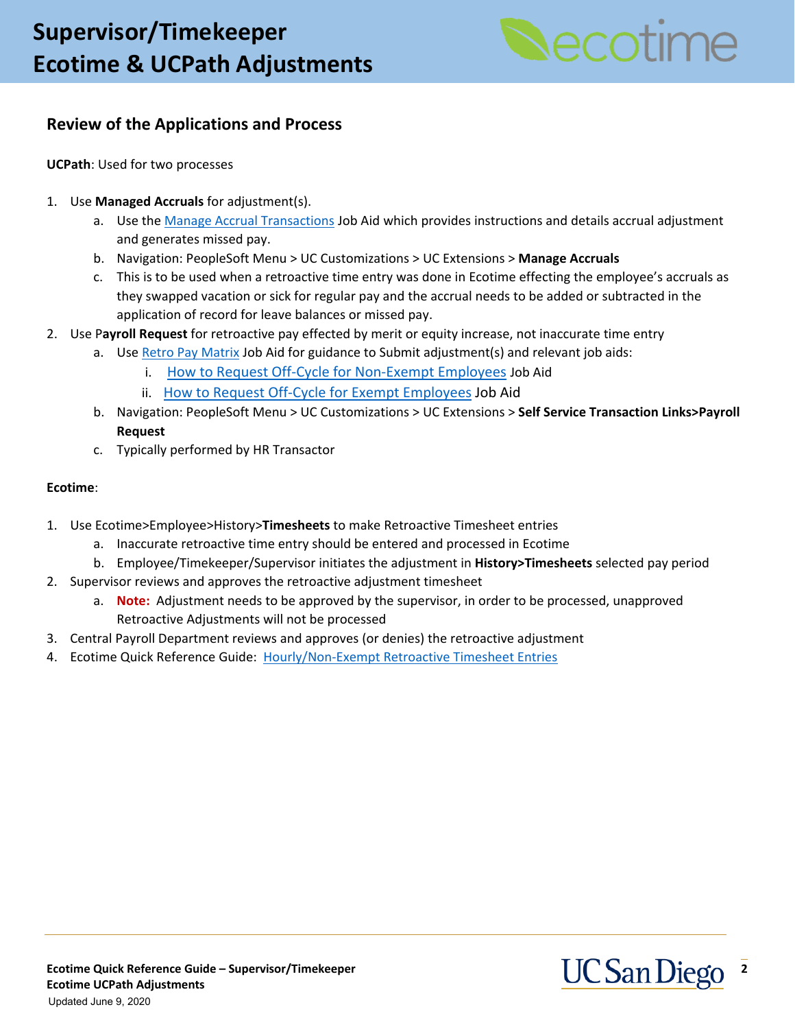## Review of the Applications and Process

**UCPath**: Used for two processes

1. Use **Managed Accruals** for adjustment(s).
    a. Use the Manage Accrual Transactions Job Aid which provides instructions and details accrual adjustment and generates missed pay.
    b. Navigation: PeopleSoft Menu > UC Customizations > UC Extensions > **Manage Accruals**
    c. This is to be used when a retroactive time entry was done in Ecotime effecting the employee's accruals as they swapped vacation or sick for regular pay and the accrual needs to be added or subtracted in the application of record for leave balances or missed pay.
2. Use P**ayroll Request** for retroactive pay effected by merit or equity increase, not inaccurate time entry
    a. Use Retro Pay Matrix Job Aid for guidance to Submit adjustment(s) and relevant job aids:
        i. How to Request Off-Cycle for Non-Exempt Employees Job Aid
        ii. How to Request Off-Cycle for Exempt Employees Job Aid
    b. Navigation: PeopleSoft Menu > UC Customizations > UC Extensions > **Self Service Transaction Links>Payroll Request**
    c. Typically performed by HR Transactor

**Ecotime**:

1. Use Ecotime>Employee>History>**Timesheets** to make Retroactive Timesheet entries
    a. Inaccurate retroactive time entry should be entered and processed in Ecotime
    b. Employee/Timekeeper/Supervisor initiates the adjustment in **History>Timesheets** selected pay period
2. Supervisor reviews and approves the retroactive adjustment timesheet
    a. **Note:** Adjustment needs to be approved by the supervisor, in order to be processed, unapproved Retroactive Adjustments will not be processed
3. Central Payroll Department reviews and approves (or denies) the retroactive adjustment
4. Ecotime Quick Reference Guide: Hourly/Non-Exempt Retroactive Timesheet Entries